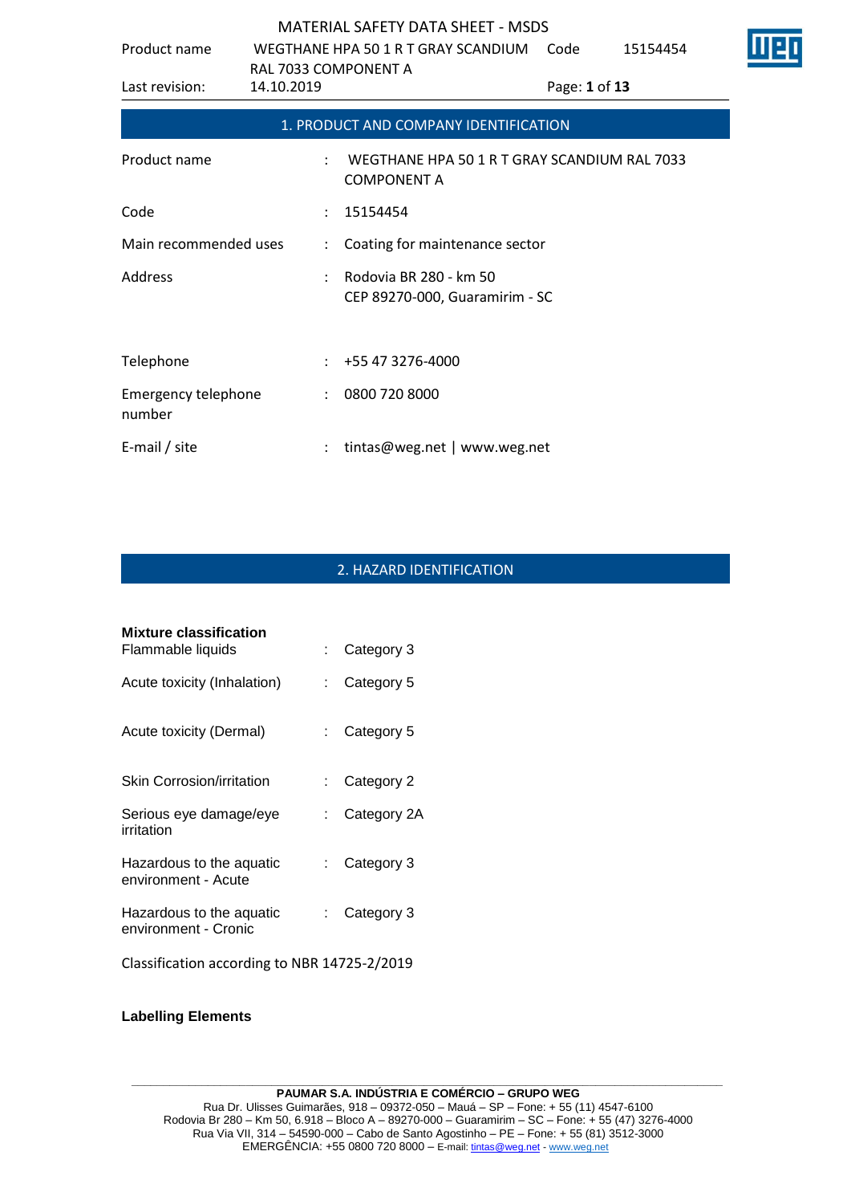## 1. PRODUCT AND COMPANY IDENTIFICATION

| | | |
|---|---|---|
| Product name | : | WEGTHANE HPA 50 1 R T GRAY SCANDIUM RAL 7033 COMPONENT A |
| Code | : | 15154454 |
| Main recommended uses | : | Coating for maintenance sector |
| Address | : | Rodovia BR 280 - km 50<br>CEP 89270-000, Guaramirim - SC |
| Telephone | : | +55 47 3276-4000 |
| Emergency telephone number | : | 0800 720 8000 |
| E-mail / site | : | tintas@weg.net \| www.weg.net |

## 2. HAZARD IDENTIFICATION

**Mixture classification**

| | | |
|---|---|---|
| Flammable liquids | : | Category 3 |
| Acute toxicity (Inhalation) | : | Category 5 |
| Acute toxicity (Dermal) | : | Category 5 |
| Skin Corrosion/irritation | : | Category 2 |
| Serious eye damage/eye irritation | : | Category 2A |
| Hazardous to the aquatic environment - Acute | : | Category 3 |
| Hazardous to the aquatic environment - Cronic | : | Category 3 |

Classification according to NBR 14725-2/2019

**Labelling Elements**

**PAUMAR S.A. INDÚSTRIA E COMÉRCIO – GRUPO WEG**
Rua Dr. Ulisses Guimarães, 918 – 09372-050 – Mauá – SP – Fone: + 55 (11) 4547-6100
Rodovia Br 280 – Km 50, 6.918 – Bloco A – 89270-000 – Guaramirim – SC – Fone: + 55 (47) 3276-4000
Rua Via VII, 314 – 54590-000 – Cabo de Santo Agostinho – PE – Fone: + 55 (81) 3512-3000
EMERGÊNCIA: +55 0800 720 8000 – E-mail: tintas@weg.net - www.weg.net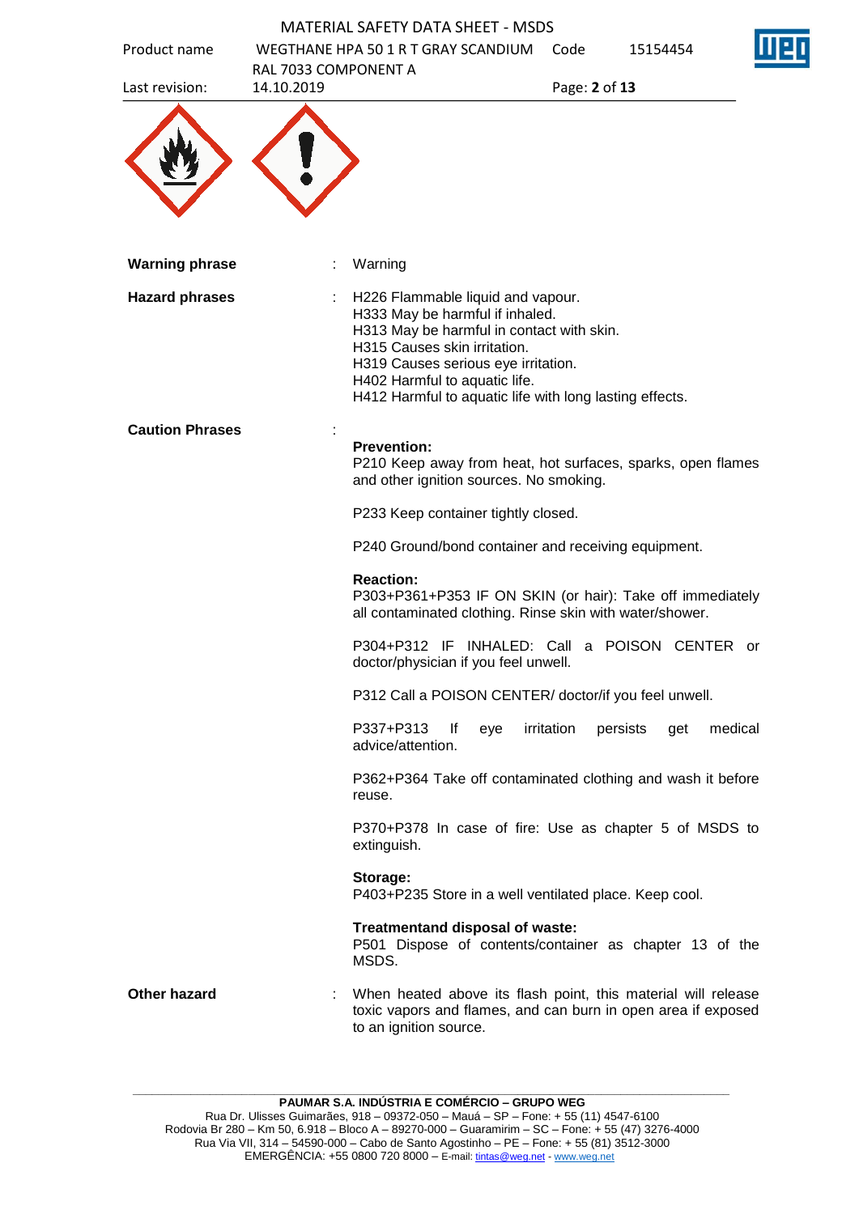**Warning phrase** : Warning

**Hazard phrases** : H226 Flammable liquid and vapour.
H333 May be harmful if inhaled.
H313 May be harmful in contact with skin.
H315 Causes skin irritation.
H319 Causes serious eye irritation.
H402 Harmful to aquatic life.
H412 Harmful to aquatic life with long lasting effects.

**Caution Phrases** :

**Prevention:**
P210 Keep away from heat, hot surfaces, sparks, open flames and other ignition sources. No smoking.

P233 Keep container tightly closed.

P240 Ground/bond container and receiving equipment.

**Reaction:**
P303+P361+P353 IF ON SKIN (or hair): Take off immediately all contaminated clothing. Rinse skin with water/shower.

P304+P312 IF INHALED: Call a POISON CENTER or doctor/physician if you feel unwell.

P312 Call a POISON CENTER/ doctor/if you feel unwell.

P337+P313 If eye irritation persists get medical advice/attention.

P362+P364 Take off contaminated clothing and wash it before reuse.

P370+P378 In case of fire: Use as chapter 5 of MSDS to extinguish.

**Storage:**
P403+P235 Store in a well ventilated place. Keep cool.

**Treatmentand disposal of waste:**
P501 Dispose of contents/container as chapter 13 of the MSDS.

**Other hazard** : When heated above its flash point, this material will release toxic vapors and flames, and can burn in open area if exposed to an ignition source.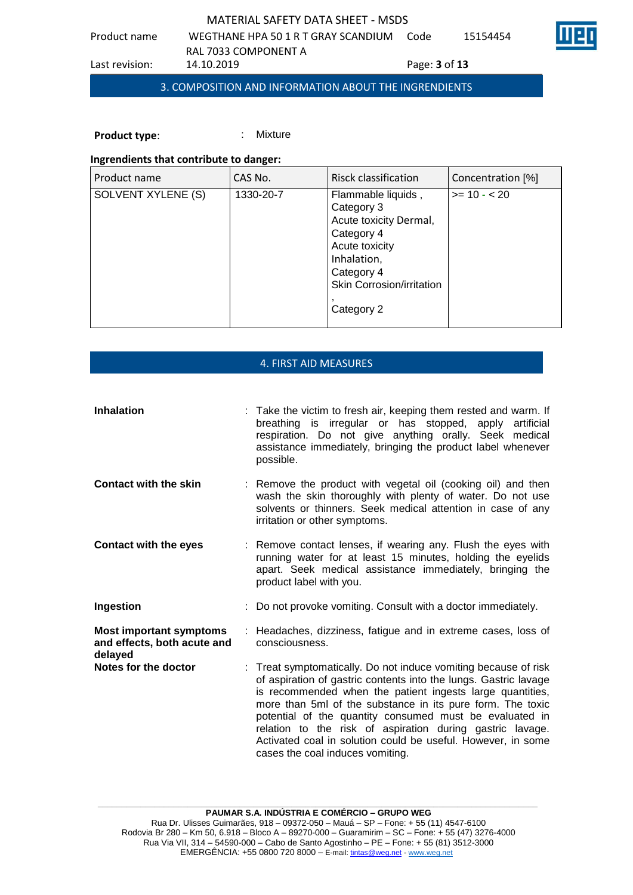## 3. COMPOSITION AND INFORMATION ABOUT THE INGRENDIENTS

**Product type**: : Mixture

**Ingrendients that contribute to danger:**

| Product name | CAS No. | Risck classification | Concentration [%] |
|---|---|---|---|
| SOLVENT XYLENE (S) | 1330-20-7 | Flammable liquids , Category 3 Acute toxicity Dermal, Category 4 Acute toxicity Inhalation, Category 4 Skin Corrosion/irritation , Category 2 | >= 10 - < 20 |

## 4. FIRST AID MEASURES

**Inhalation** : Take the victim to fresh air, keeping them rested and warm. If breathing is irregular or has stopped, apply artificial respiration. Do not give anything orally. Seek medical assistance immediately, bringing the product label whenever possible.

**Contact with the skin** : Remove the product with vegetal oil (cooking oil) and then wash the skin thoroughly with plenty of water. Do not use solvents or thinners. Seek medical attention in case of any irritation or other symptoms.

**Contact with the eyes** : Remove contact lenses, if wearing any. Flush the eyes with running water for at least 15 minutes, holding the eyelids apart. Seek medical assistance immediately, bringing the product label with you.

**Ingestion** : Do not provoke vomiting. Consult with a doctor immediately.

**Most important symptoms and effects, both acute and delayed** : Headaches, dizziness, fatigue and in extreme cases, loss of consciousness.

**Notes for the doctor** : Treat symptomatically. Do not induce vomiting because of risk of aspiration of gastric contents into the lungs. Gastric lavage is recommended when the patient ingests large quantities, more than 5ml of the substance in its pure form. The toxic potential of the quantity consumed must be evaluated in relation to the risk of aspiration during gastric lavage. Activated coal in solution could be useful. However, in some cases the coal induces vomiting.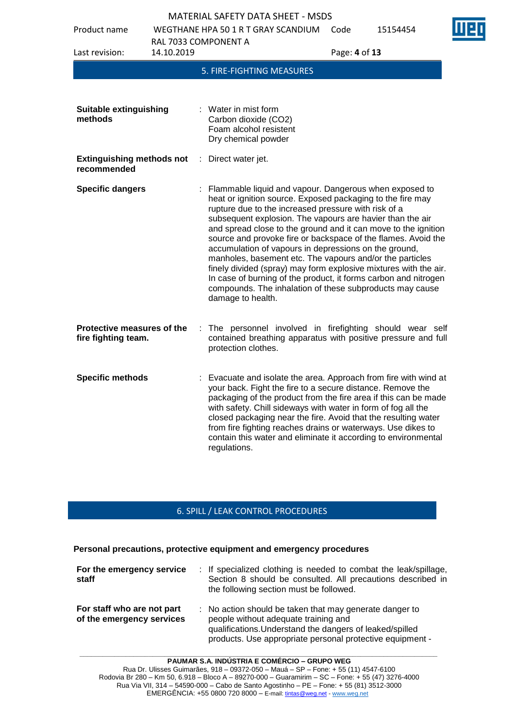## 5. FIRE-FIGHTING MEASURES

**Suitable extinguishing methods** : Water in mist form
Carbon dioxide ($CO_2$)
Foam alcohol resistent
Dry chemical powder

**Extinguishing methods not recommended** : Direct water jet.

**Specific dangers** : Flammable liquid and vapour. Dangerous when exposed to heat or ignition source. Exposed packaging to the fire may rupture due to the increased pressure with risk of a subsequent explosion. The vapours are havier than the air and spread close to the ground and it can move to the ignition source and provoke fire or backspace of the flames. Avoid the accumulation of vapours in depressions on the ground, manholes, basement etc. The vapours and/or the particles finely divided (spray) may form explosive mixtures with the air. In case of burning of the product, it forms carbon and nitrogen compounds. The inhalation of these subproducts may cause damage to health.

**Protective measures of the fire fighting team.** : The personnel involved in firefighting should wear self contained breathing apparatus with positive pressure and full protection clothes.

**Specific methods** : Evacuate and isolate the area. Approach from fire with wind at your back. Fight the fire to a secure distance. Remove the packaging of the product from the fire area if this can be made with safety. Chill sideways with water in form of fog all the closed packaging near the fire. Avoid that the resulting water from fire fighting reaches drains or waterways. Use dikes to contain this water and eliminate it according to environmental regulations.

## 6. SPILL / LEAK CONTROL PROCEDURES

**Personal precautions, protective equipment and emergency procedures**

**For the emergency service staff** : If specialized clothing is needed to combat the leak/spillage, Section 8 should be consulted. All precautions described in the following section must be followed.

**For staff who are not part of the emergency services** : No action should be taken that may generate danger to people without adequate training and qualifications.Understand the dangers of leaked/spilled products. Use appropriate personal protective equipment -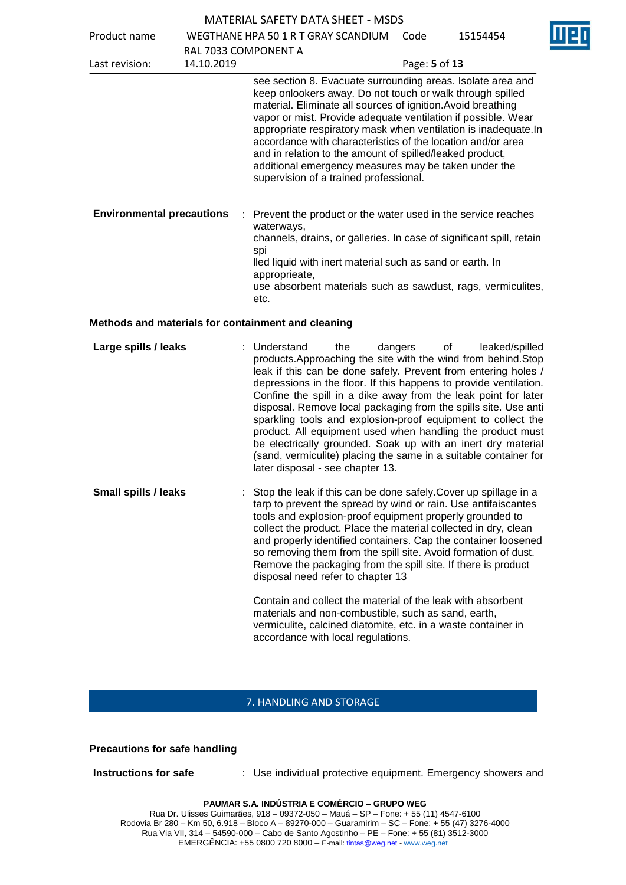see section 8. Evacuate surrounding areas. Isolate area and keep onlookers away. Do not touch or walk through spilled material. Eliminate all sources of ignition.Avoid breathing vapor or mist. Provide adequate ventilation if possible. Wear appropriate respiratory mask when ventilation is inadequate.In accordance with characteristics of the location and/or area and in relation to the amount of spilled/leaked product, additional emergency measures may be taken under the supervision of a trained professional.

**Environmental precautions** : Prevent the product or the water used in the service reaches waterways, channels, drains, or galleries. In case of significant spill, retain spi lled liquid with inert material such as sand or earth. In appropriate, use absorbent materials such as sawdust, rags, vermiculites, etc.

**Methods and materials for containment and cleaning**

**Large spills / leaks** : Understand the dangers of leaked/spilled products.Approaching the site with the wind from behind.Stop leak if this can be done safely. Prevent from entering holes / depressions in the floor. If this happens to provide ventilation. Confine the spill in a dike away from the leak point for later disposal. Remove local packaging from the spills site. Use anti sparkling tools and explosion-proof equipment to collect the product. All equipment used when handling the product must be electrically grounded. Soak up with an inert dry material (sand, vermiculite) placing the same in a suitable container for later disposal - see chapter 13.

**Small spills / leaks** : Stop the leak if this can be done safely.Cover up spillage in a tarp to prevent the spread by wind or rain. Use antifaiscantes tools and explosion-proof equipment properly grounded to collect the product. Place the material collected in dry, clean and properly identified containers. Cap the container loosened so removing them from the spill site. Avoid formation of dust. Remove the packaging from the spill site. If there is product disposal need refer to chapter 13

Contain and collect the material of the leak with absorbent materials and non-combustible, such as sand, earth, vermiculite, calcined diatomite, etc. in a waste container in accordance with local regulations.

## 7. HANDLING AND STORAGE

**Precautions for safe handling**

**Instructions for safe** : Use individual protective equipment. Emergency showers and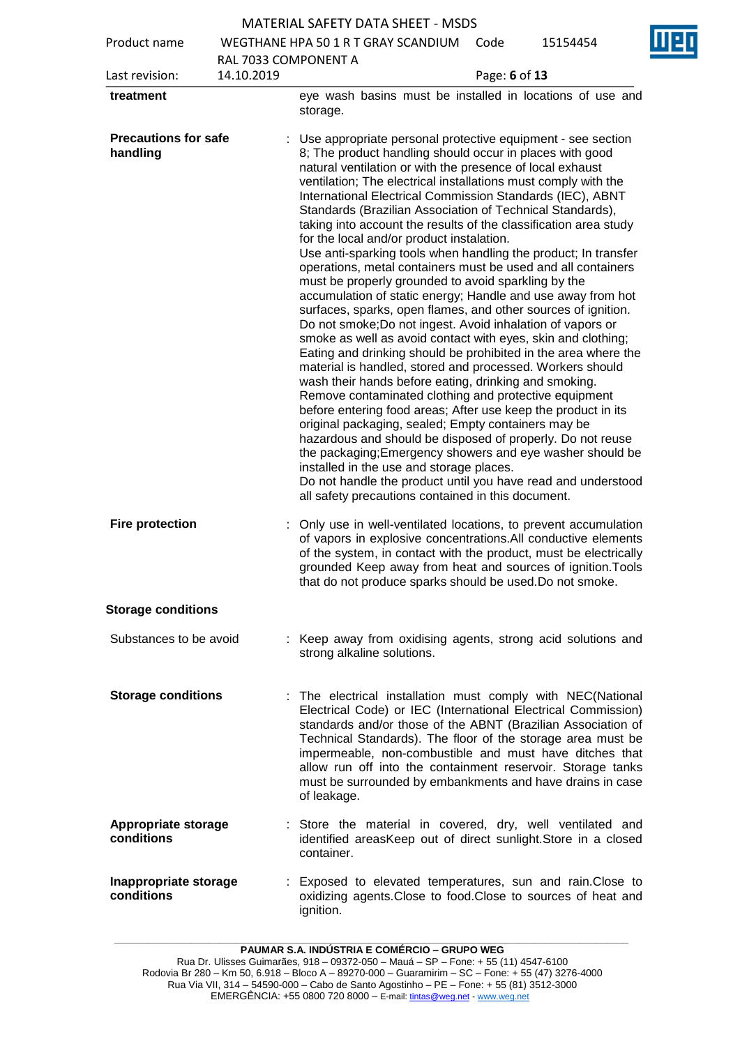| | | |
|---|---|---|
| **treatment** | | eye wash basins must be installed in locations of use and storage. |
| **Precautions for safe handling** | : | Use appropriate personal protective equipment - see section 8; The product handling should occur in places with good natural ventilation or with the presence of local exhaust ventilation; The electrical installations must comply with the International Electrical Commission Standards (IEC), ABNT Standards (Brazilian Association of Technical Standards), taking into account the results of the classification area study for the local and/or product instalation. Use anti-sparking tools when handling the product; In transfer operations, metal containers must be used and all containers must be properly grounded to avoid sparkling by the accumulation of static energy; Handle and use away from hot surfaces, sparks, open flames, and other sources of ignition. Do not smoke;Do not ingest. Avoid inhalation of vapors or smoke as well as avoid contact with eyes, skin and clothing; Eating and drinking should be prohibited in the area where the material is handled, stored and processed. Workers should wash their hands before eating, drinking and smoking. Remove contaminated clothing and protective equipment before entering food areas; After use keep the product in its original packaging, sealed; Empty containers may be hazardous and should be disposed of properly. Do not reuse the packaging;Emergency showers and eye washer should be installed in the use and storage places. Do not handle the product until you have read and understood all safety precautions contained in this document. |
| **Fire protection** | : | Only use in well-ventilated locations, to prevent accumulation of vapors in explosive concentrations.All conductive elements of the system, in contact with the product, must be electrically grounded Keep away from heat and sources of ignition.Tools that do not produce sparks should be used.Do not smoke. |

**Storage conditions**

| | | |
|---|---|---|
| Substances to be avoid | : | Keep away from oxidising agents, strong acid solutions and strong alkaline solutions. |
| **Storage conditions** | : | The electrical installation must comply with NEC(National Electrical Code) or IEC (International Electrical Commission) standards and/or those of the ABNT (Brazilian Association of Technical Standards). The floor of the storage area must be impermeable, non-combustible and must have ditches that allow run off into the containment reservoir. Storage tanks must be surrounded by embankments and have drains in case of leakage. |
| **Appropriate storage conditions** | : | Store the material in covered, dry, well ventilated and identified areasKeep out of direct sunlight.Store in a closed container. |
| **Inappropriate storage conditions** | : | Exposed to elevated temperatures, sun and rain.Close to oxidizing agents.Close to food.Close to sources of heat and ignition. |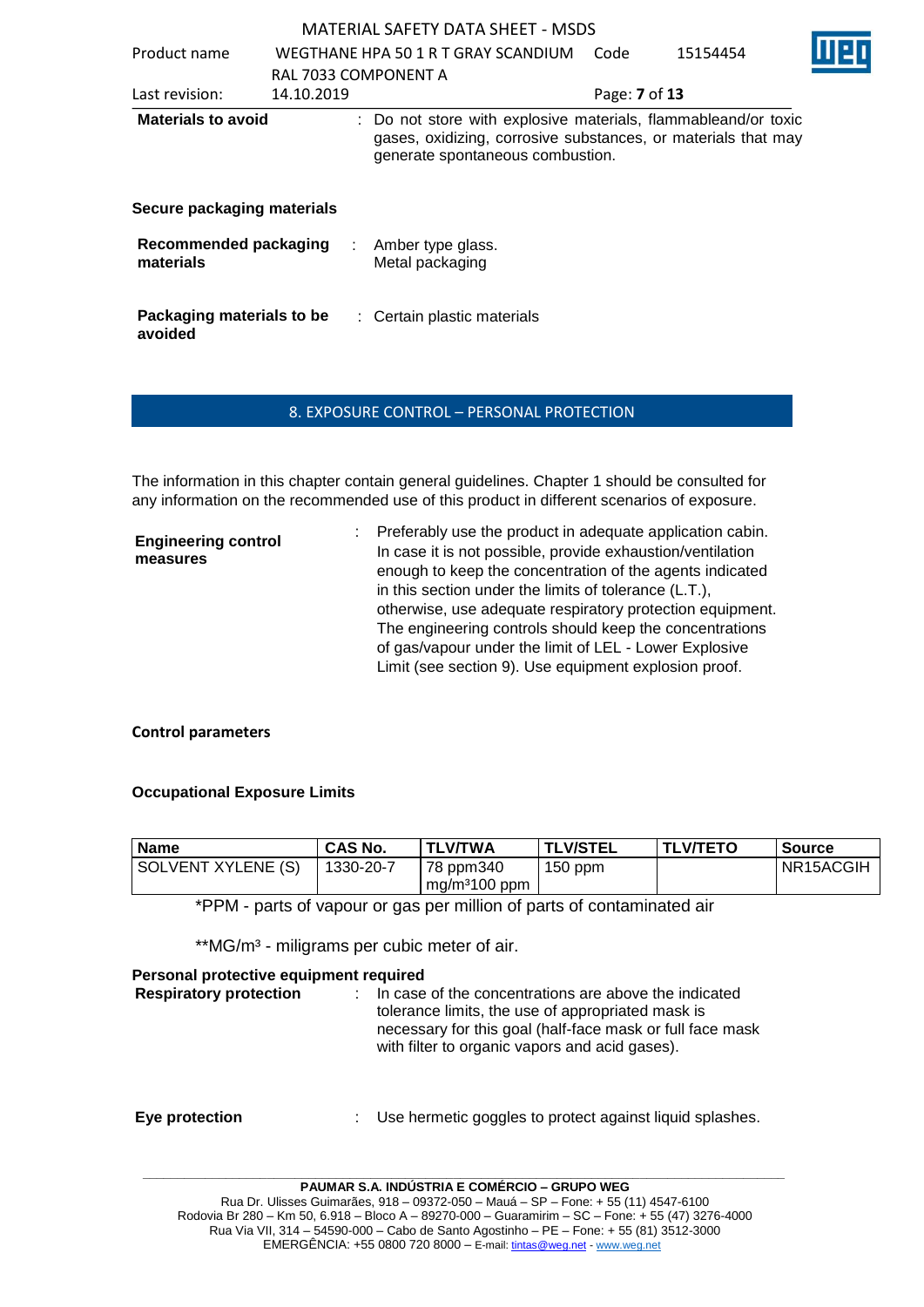**Materials to avoid** : Do not store with explosive materials, flammableand/or toxic gases, oxidizing, corrosive substances, or materials that may generate spontaneous combustion.

**Secure packaging materials**

**Recommended packaging materials** : Amber type glass.
Metal packaging

**Packaging materials to be avoided** : Certain plastic materials

## 8. EXPOSURE CONTROL – PERSONAL PROTECTION

The information in this chapter contain general guidelines. Chapter 1 should be consulted for any information on the recommended use of this product in different scenarios of exposure.

**Engineering control measures** : Preferably use the product in adequate application cabin. In case it is not possible, provide exhaustion/ventilation enough to keep the concentration of the agents indicated in this section under the limits of tolerance (L.T.), otherwise, use adequate respiratory protection equipment. The engineering controls should keep the concentrations of gas/vapour under the limit of LEL - Lower Explosive Limit (see section 9). Use equipment explosion proof.

**Control parameters**

**Occupational Exposure Limits**

| Name | CAS No. | TLV/TWA | TLV/STEL | TLV/TETO | Source |
|---|---|---|---|---|---|
| SOLVENT XYLENE (S) | 1330-20-7 | 78 ppm340 mg/m³100 ppm | 150 ppm | | NR15ACGIH |

*PPM - parts of vapour or gas per million of parts of contaminated air

**MG/m³ - miligrams per cubic meter of air.

**Personal protective equipment required**

**Respiratory protection** : In case of the concentrations are above the indicated tolerance limits, the use of appropriated mask is necessary for this goal (half-face mask or full face mask with filter to organic vapors and acid gases).

**Eye protection** : Use hermetic goggles to protect against liquid splashes.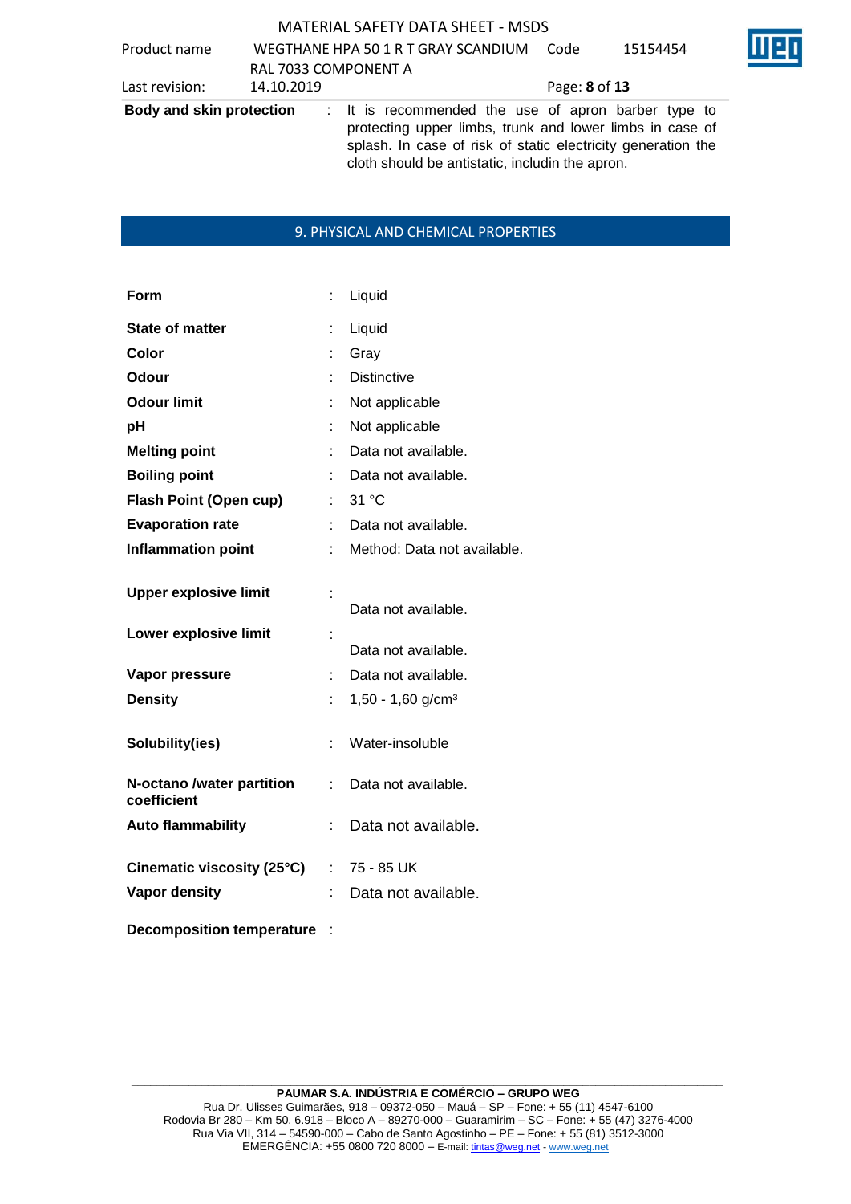| | | |
|---|---|---|
| **Body and skin protection** | : | It is recommended the use of apron barber type to protecting upper limbs, trunk and lower limbs in case of splash. In case of risk of static electricity generation the cloth should be antistatic, includin the apron. |

## 9. PHYSICAL AND CHEMICAL PROPERTIES

| | | |
|---|---|---|
| **Form** | : | Liquid |
| **State of matter** | : | Liquid |
| **Color** | : | Gray |
| **Odour** | : | Distinctive |
| **Odour limit** | : | Not applicable |
| **pH** | : | Not applicable |
| **Melting point** | : | Data not available. |
| **Boiling point** | : | Data not available. |
| **Flash Point (Open cup)** | : | 31 °C |
| **Evaporation rate** | : | Data not available. |
| **Inflammation point** | : | Method: Data not available. |
| **Upper explosive limit** | : | Data not available. |
| **Lower explosive limit** | : | Data not available. |
| **Vapor pressure** | : | Data not available. |
| **Density** | : | 1,50 - 1,60 g/cm³ |
| **Solubility(ies)** | : | Water-insoluble |
| **N-octano /water partition coefficient** | : | Data not available. |
| **Auto flammability** | : | Data not available. |
| **Cinematic viscosity (25°C)** | : | 75 - 85 UK |
| **Vapor density** | : | Data not available. |
| **Decomposition temperature** | : | |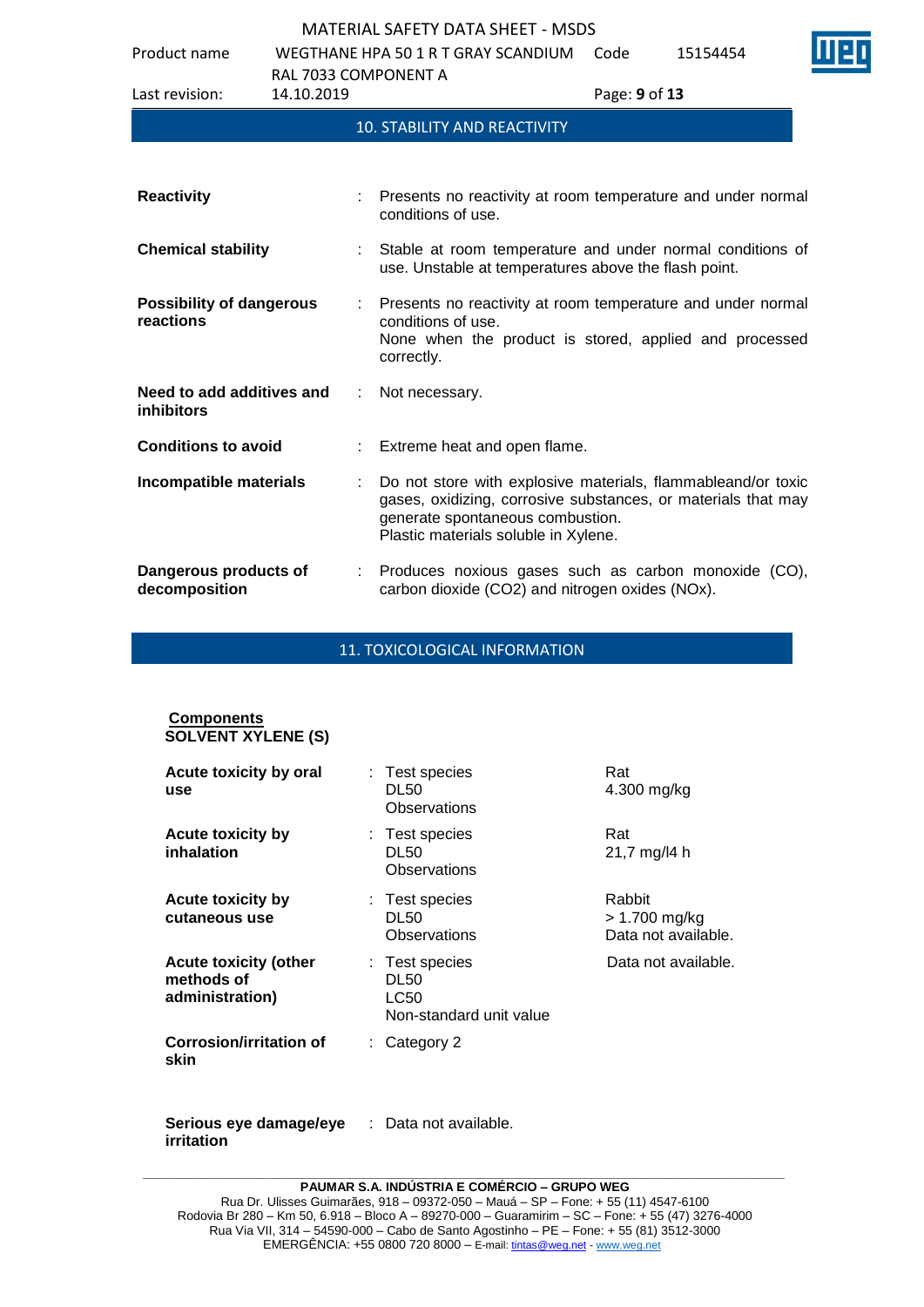## 10. STABILITY AND REACTIVITY

| | | |
|---|---|---|
| **Reactivity** | : | Presents no reactivity at room temperature and under normal conditions of use. |
| **Chemical stability** | : | Stable at room temperature and under normal conditions of use. Unstable at temperatures above the flash point. |
| **Possibility of dangerous reactions** | : | Presents no reactivity at room temperature and under normal conditions of use. None when the product is stored, applied and processed correctly. |
| **Need to add additives and inhibitors** | : | Not necessary. |
| **Conditions to avoid** | : | Extreme heat and open flame. |
| **Incompatible materials** | : | Do not store with explosive materials, flammableand/or toxic gases, oxidizing, corrosive substances, or materials that may generate spontaneous combustion. Plastic materials soluble in Xylene. |
| **Dangerous products of decomposition** | : | Produces noxious gases such as carbon monoxide (CO), carbon dioxide ($CO_2$) and nitrogen oxides ($NO_x$). |

## 11. TOXICOLOGICAL INFORMATION

**Components**
**SOLVENT XYLENE (S)**

| | | | |
|---|---|---|---|
| **Acute toxicity by oral use** | : | Test species<br>DL50<br>Observations | Rat<br>4.300 mg/kg |
| **Acute toxicity by inhalation** | : | Test species<br>DL50<br>Observations | Rat<br>21,7 mg/l4 h |
| **Acute toxicity by cutaneous use** | : | Test species<br>DL50<br>Observations | Rabbit<br>> 1.700 mg/kg<br>Data not available. |
| **Acute toxicity (other methods of administration)** | : | Test species<br>DL50<br>LC50<br>Non-standard unit value | Data not available. |
| **Corrosion/irritation of skin** | : | Category 2 | |
| **Serious eye damage/eye irritation** | : | Data not available. | |

**PAUMAR S.A. INDÚSTRIA E COMÉRCIO – GRUPO WEG**
Rua Dr. Ulisses Guimarães, 918 – 09372-050 – Mauá – SP – Fone: + 55 (11) 4547-6100
Rodovia Br 280 – Km 50, 6.918 – Bloco A – 89270-000 – Guaramirim – SC – Fone: + 55 (47) 3276-4000
Rua Via VII, 314 – 54590-000 – Cabo de Santo Agostinho – PE – Fone: + 55 (81) 3512-3000
EMERGÊNCIA: +55 0800 720 8000 – E-mail: tintas@weg.net - www.weg.net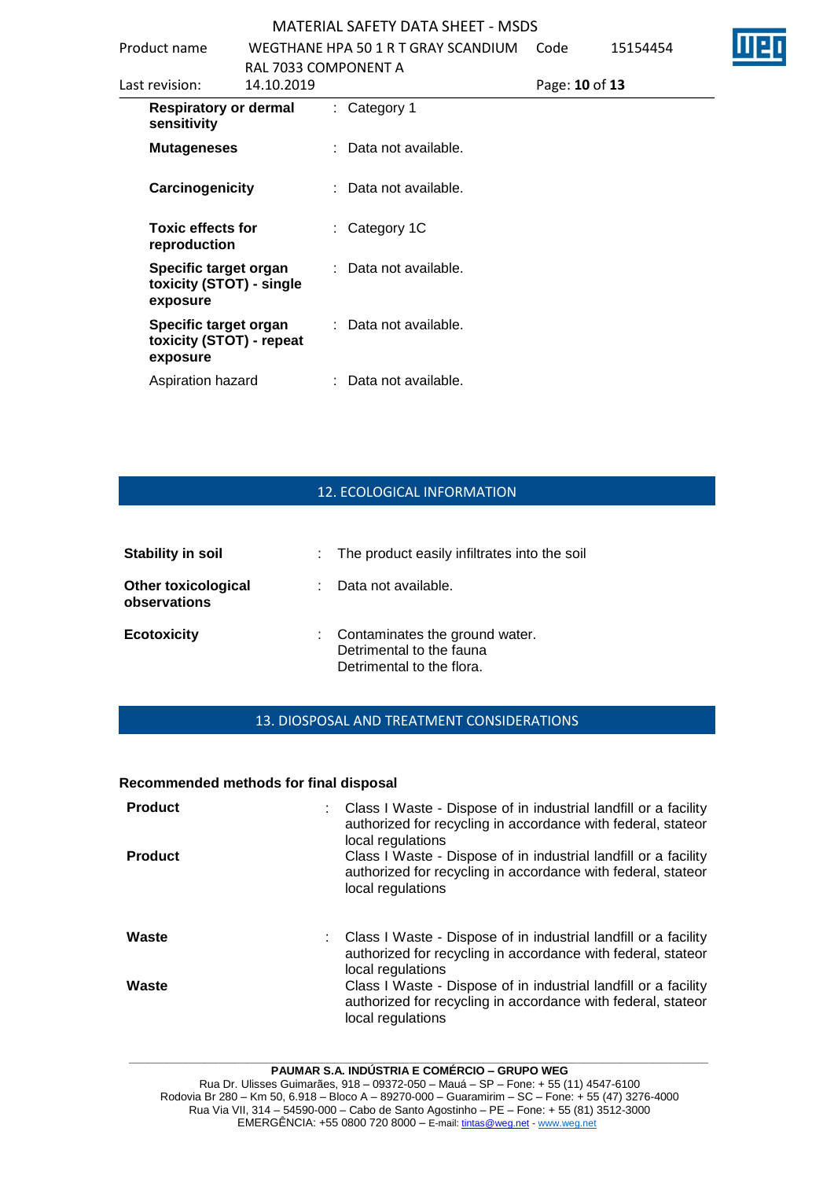| | | |
|---|---|---|
| **Respiratory or dermal sensitivity** | : | Category 1 |
| **Mutageneses** | : | Data not available. |
| **Carcinogenicity** | : | Data not available. |
| **Toxic effects for reproduction** | : | Category 1C |
| **Specific target organ toxicity (STOT) - single exposure** | : | Data not available. |
| **Specific target organ toxicity (STOT) - repeat exposure** | : | Data not available. |
| Aspiration hazard | : | Data not available. |

## 12. ECOLOGICAL INFORMATION

| | | |
|---|---|---|
| **Stability in soil** | : | The product easily infiltrates into the soil |
| **Other toxicological observations** | : | Data not available. |
| **Ecotoxicity** | : | Contaminates the ground water.<br>Detrimental to the fauna<br>Detrimental to the flora. |

## 13. DIOSPOSAL AND TREATMENT CONSIDERATIONS

**Recommended methods for final disposal**

| | | |
|---|---|---|
| **Product** | : | Class I Waste - Dispose of in industrial landfill or a facility authorized for recycling in accordance with federal, stateor local regulations |
| **Product** | | Class I Waste - Dispose of in industrial landfill or a facility authorized for recycling in accordance with federal, stateor local regulations |
| **Waste** | : | Class I Waste - Dispose of in industrial landfill or a facility authorized for recycling in accordance with federal, stateor local regulations |
| **Waste** | | Class I Waste - Dispose of in industrial landfill or a facility authorized for recycling in accordance with federal, stateor local regulations |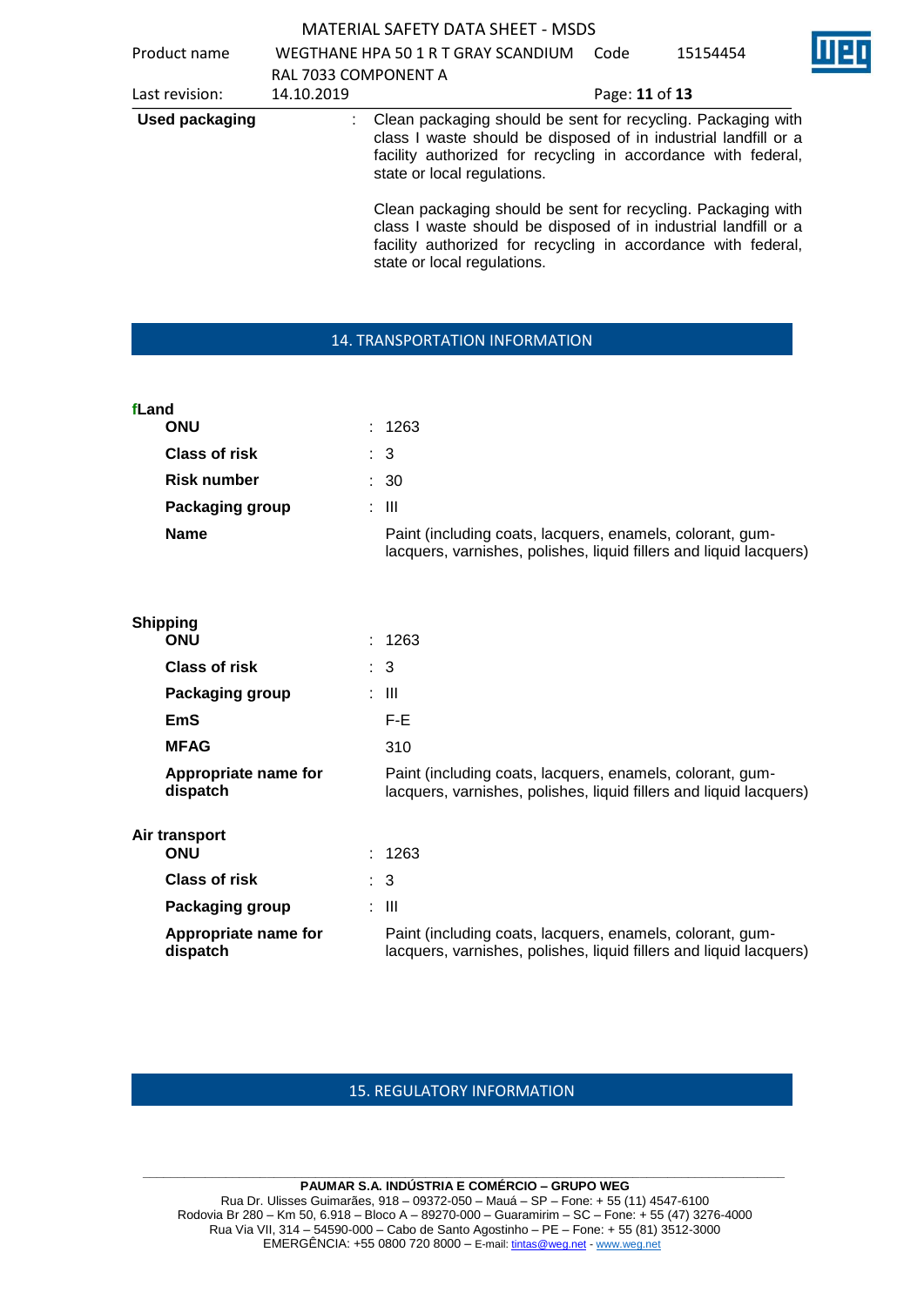| | | |
|---|---|---|
| **Used packaging** | : | Clean packaging should be sent for recycling. Packaging with class I waste should be disposed of in industrial landfill or a facility authorized for recycling in accordance with federal, state or local regulations. |
| | | Clean packaging should be sent for recycling. Packaging with class I waste should be disposed of in industrial landfill or a facility authorized for recycling in accordance with federal, state or local regulations. |

## 14. TRANSPORTATION INFORMATION

**fLand**

| | | |
|---|---|---|
| **ONU** | : | 1263 |
| **Class of risk** | : | 3 |
| **Risk number** | : | 30 |
| **Packaging group** | : | III |
| **Name** | | Paint (including coats, lacquers, enamels, colorant, gum-lacquers, varnishes, polishes, liquid fillers and liquid lacquers) |

**Shipping**

| | | |
|---|---|---|
| **ONU** | : | 1263 |
| **Class of risk** | : | 3 |
| **Packaging group** | : | III |
| **EmS** | | F-E |
| **MFAG** | | 310 |
| **Appropriate name for dispatch** | | Paint (including coats, lacquers, enamels, colorant, gum-lacquers, varnishes, polishes, liquid fillers and liquid lacquers) |

**Air transport**

| | | |
|---|---|---|
| **ONU** | : | 1263 |
| **Class of risk** | : | 3 |
| **Packaging group** | : | III |
| **Appropriate name for dispatch** | | Paint (including coats, lacquers, enamels, colorant, gum-lacquers, varnishes, polishes, liquid fillers and liquid lacquers) |

## 15. REGULATORY INFORMATION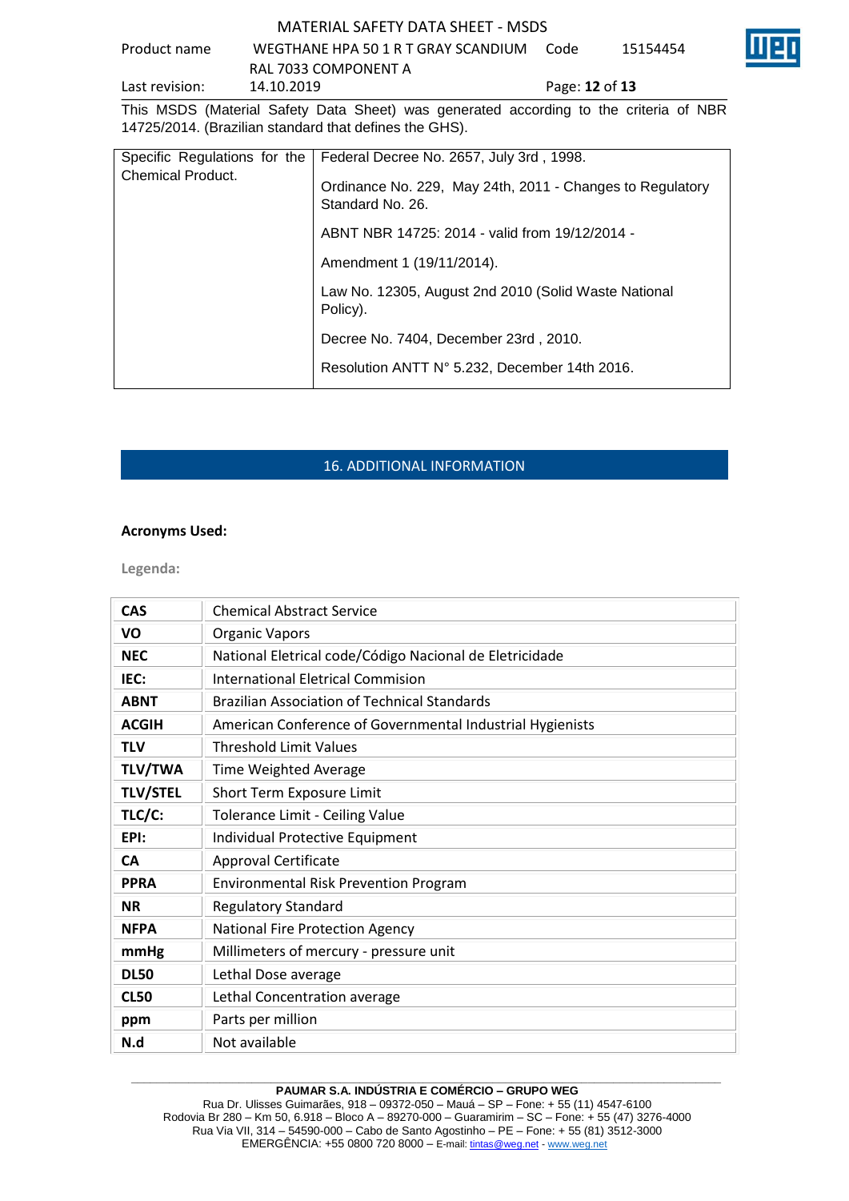This MSDS (Material Safety Data Sheet) was generated according to the criteria of NBR 14725/2014. (Brazilian standard that defines the GHS).

| | |
|---|---|
| Specific Regulations for the Chemical Product. | Federal Decree No. 2657, July 3rd , 1998.<br>Ordinance No. 229, May 24th, 2011 - Changes to Regulatory Standard No. 26.<br>ABNT NBR 14725: 2014 - valid from 19/12/2014 -<br>Amendment 1 (19/11/2014).<br>Law No. 12305, August 2nd 2010 (Solid Waste National Policy).<br>Decree No. 7404, December 23rd , 2010.<br>Resolution ANTT N° 5.232, December 14th 2016. |

## 16. ADDITIONAL INFORMATION

**Acronyms Used:**

**Legenda:**

| | |
|---|---|
| **CAS** | Chemical Abstract Service |
| **VO** | Organic Vapors |
| **NEC** | National Eletrical code/Código Nacional de Eletricidade |
| **IEC:** | International Eletrical Commision |
| **ABNT** | Brazilian Association of Technical Standards |
| **ACGIH** | American Conference of Governmental Industrial Hygienists |
| **TLV** | Threshold Limit Values |
| **TLV/TWA** | Time Weighted Average |
| **TLV/STEL** | Short Term Exposure Limit |
| **TLC/C:** | Tolerance Limit - Ceiling Value |
| **EPI:** | Individual Protective Equipment |
| **CA** | Approval Certificate |
| **PPRA** | Environmental Risk Prevention Program |
| **NR** | Regulatory Standard |
| **NFPA** | National Fire Protection Agency |
| **mmHg** | Millimeters of mercury - pressure unit |
| **DL50** | Lethal Dose average |
| **CL50** | Lethal Concentration average |
| **ppm** | Parts per million |
| **N.d** | Not available |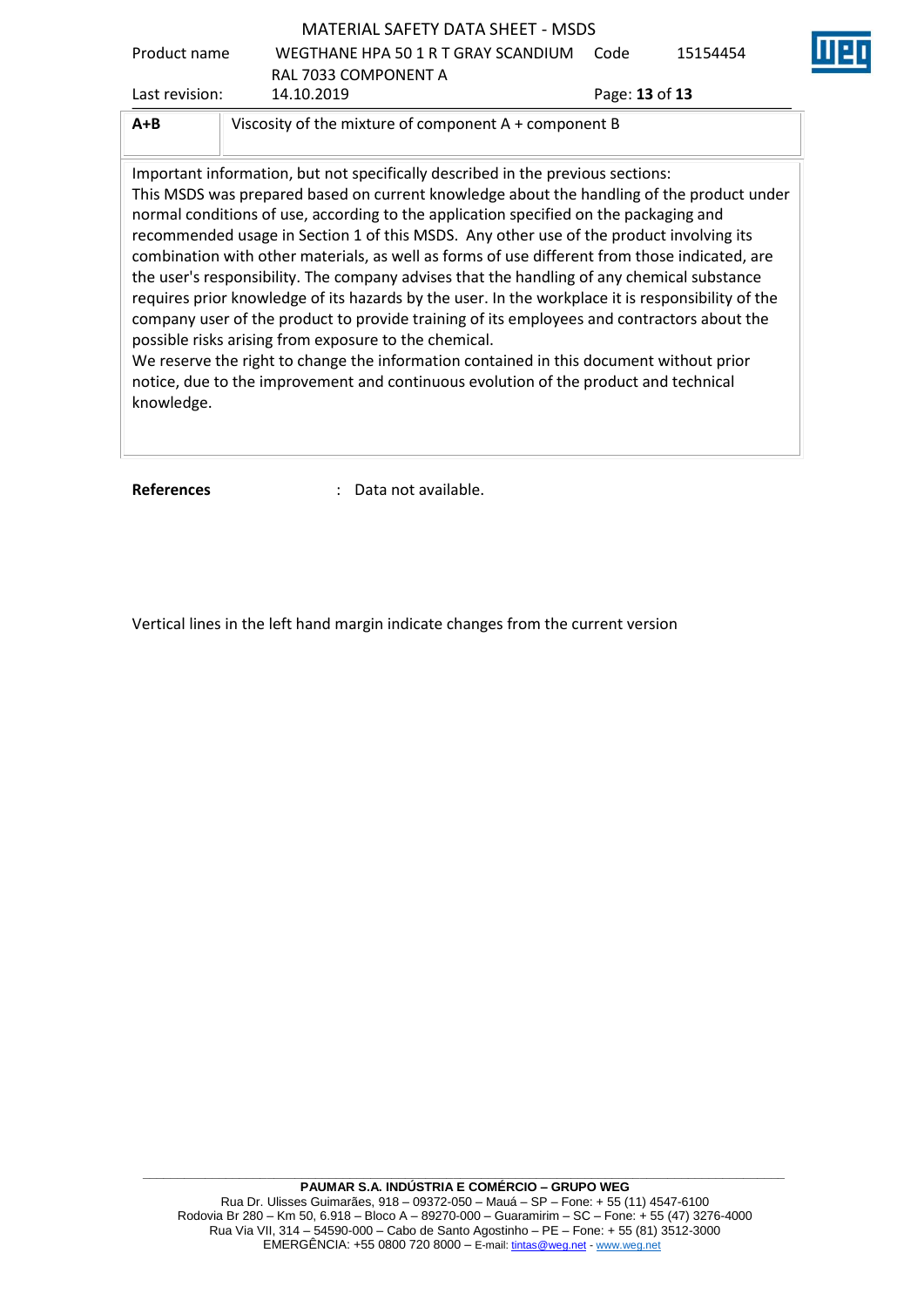| | |
|---|---|
| **A+B** | Viscosity of the mixture of component A + component B |

Important information, but not specifically described in the previous sections:
This MSDS was prepared based on current knowledge about the handling of the product under normal conditions of use, according to the application specified on the packaging and recommended usage in Section 1 of this MSDS. Any other use of the product involving its combination with other materials, as well as forms of use different from those indicated, are the user's responsibility. The company advises that the handling of any chemical substance requires prior knowledge of its hazards by the user. In the workplace it is responsibility of the company user of the product to provide training of its employees and contractors about the possible risks arising from exposure to the chemical.
We reserve the right to change the information contained in this document without prior notice, due to the improvement and continuous evolution of the product and technical knowledge.

**References** : Data not available.

Vertical lines in the left hand margin indicate changes from the current version

**PAUMAR S.A. INDÚSTRIA E COMÉRCIO – GRUPO WEG**
Rua Dr. Ulisses Guimarães, 918 – 09372-050 – Mauá – SP – Fone: + 55 (11) 4547-6100
Rodovia Br 280 – Km 50, 6.918 – Bloco A – 89270-000 – Guaramirim – SC – Fone: + 55 (47) 3276-4000
Rua Via VII, 314 – 54590-000 – Cabo de Santo Agostinho – PE – Fone: + 55 (81) 3512-3000
EMERGÊNCIA: +55 0800 720 8000 – E-mail: tintas@weg.net - www.weg.net